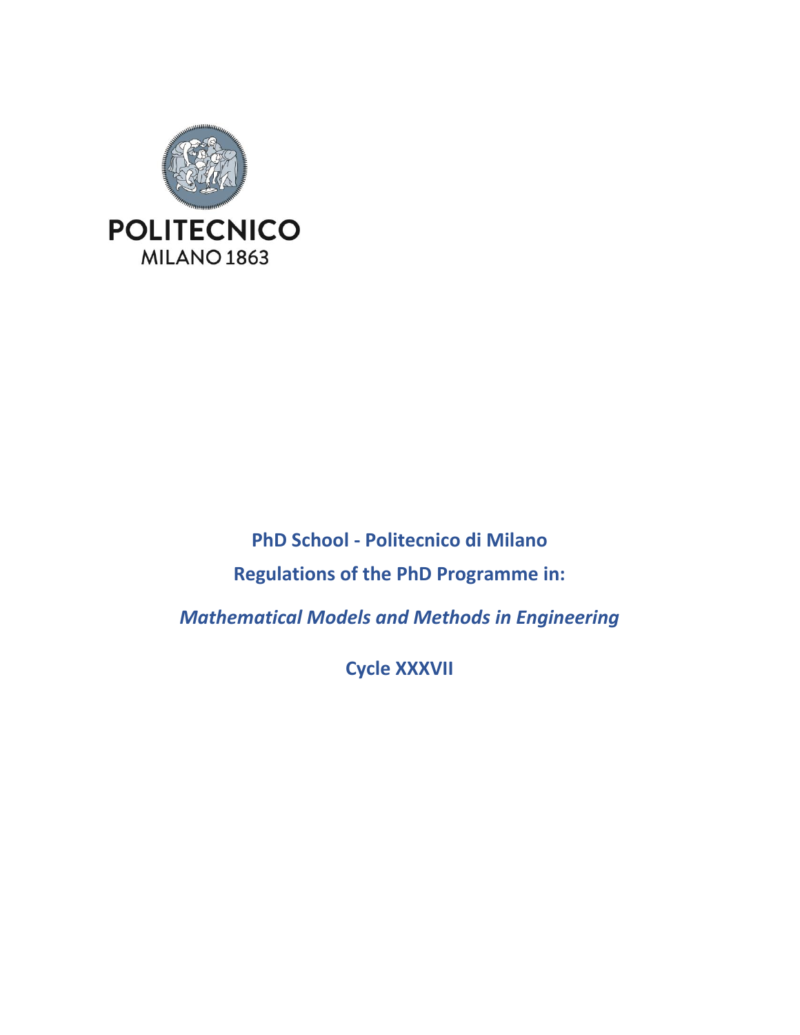POLITECNICO
MILANO 1863

**PhD School - Politecnico di Milano**

**Regulations of the PhD Programme in:**

***Mathematical Models and Methods in Engineering***

**Cycle XXXVII**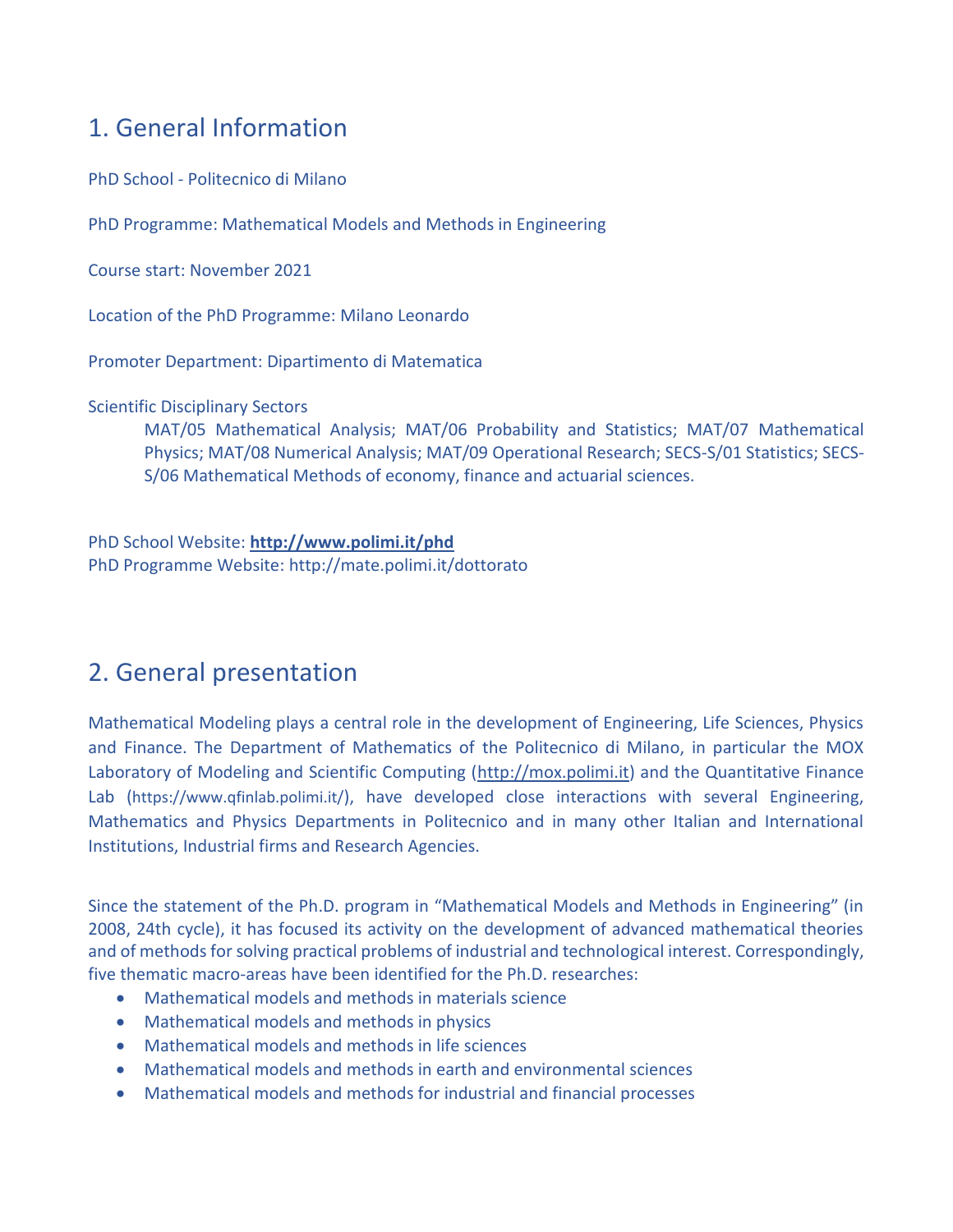## 1. General Information

PhD School - Politecnico di Milano

PhD Programme: Mathematical Models and Methods in Engineering

Course start: November 2021

Location of the PhD Programme: Milano Leonardo

Promoter Department: Dipartimento di Matematica

Scientific Disciplinary Sectors

> MAT/05 Mathematical Analysis; MAT/06 Probability and Statistics; MAT/07 Mathematical Physics; MAT/08 Numerical Analysis; MAT/09 Operational Research; SECS-S/01 Statistics; SECS-S/06 Mathematical Methods of economy, finance and actuarial sciences.

PhD School Website: **http://www.polimi.it/phd**
PhD Programme Website: http://mate.polimi.it/dottorato

## 2. General presentation

Mathematical Modeling plays a central role in the development of Engineering, Life Sciences, Physics and Finance. The Department of Mathematics of the Politecnico di Milano, in particular the MOX Laboratory of Modeling and Scientific Computing (http://mox.polimi.it) and the Quantitative Finance Lab (https://www.qfinlab.polimi.it/), have developed close interactions with several Engineering, Mathematics and Physics Departments in Politecnico and in many other Italian and International Institutions, Industrial firms and Research Agencies.

Since the statement of the Ph.D. program in "Mathematical Models and Methods in Engineering" (in 2008, 24th cycle), it has focused its activity on the development of advanced mathematical theories and of methods for solving practical problems of industrial and technological interest. Correspondingly, five thematic macro-areas have been identified for the Ph.D. researches:

- Mathematical models and methods in materials science
- Mathematical models and methods in physics
- Mathematical models and methods in life sciences
- Mathematical models and methods in earth and environmental sciences
- Mathematical models and methods for industrial and financial processes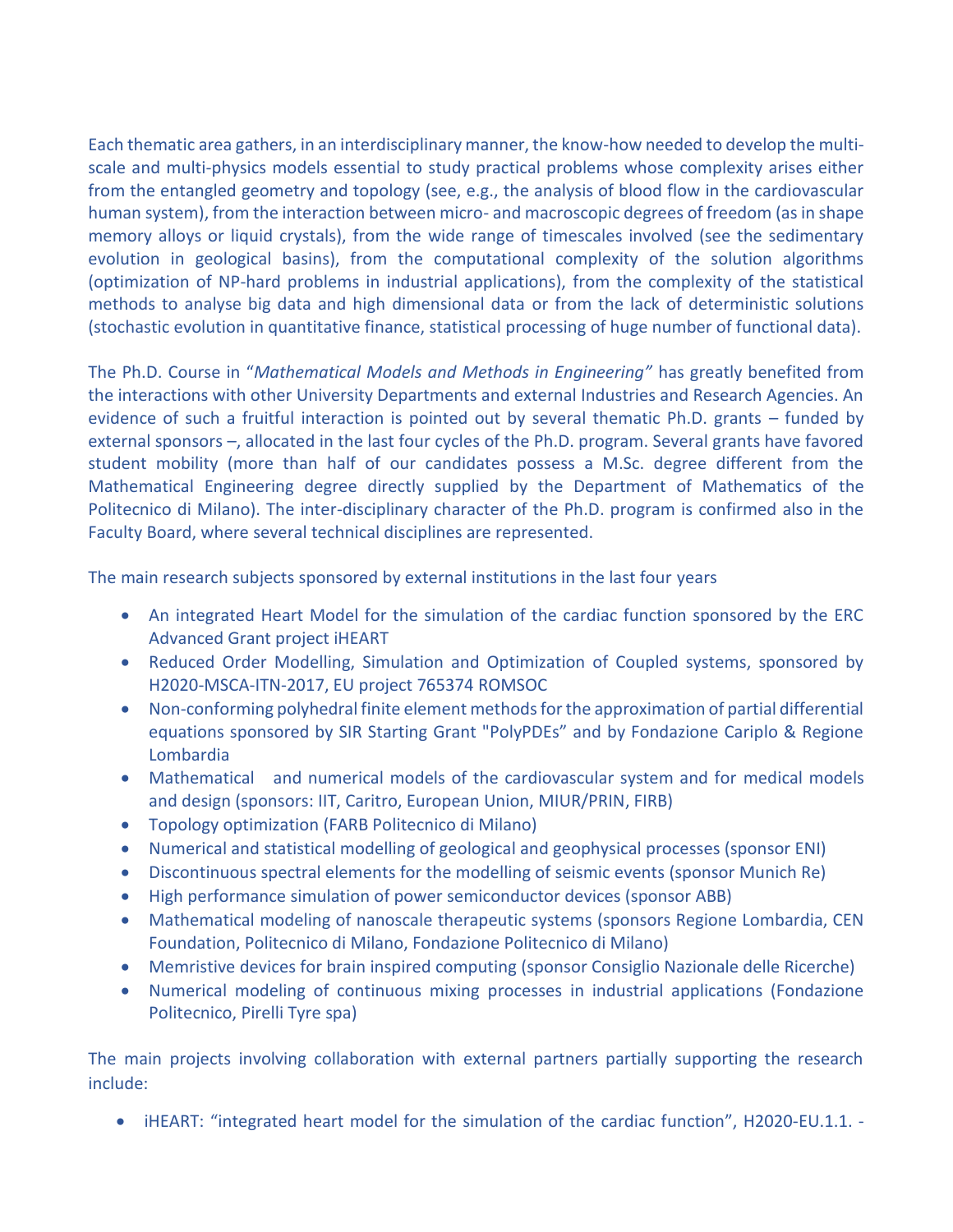Each thematic area gathers, in an interdisciplinary manner, the know-how needed to develop the multi-scale and multi-physics models essential to study practical problems whose complexity arises either from the entangled geometry and topology (see, e.g., the analysis of blood flow in the cardiovascular human system), from the interaction between micro- and macroscopic degrees of freedom (as in shape memory alloys or liquid crystals), from the wide range of timescales involved (see the sedimentary evolution in geological basins), from the computational complexity of the solution algorithms (optimization of NP-hard problems in industrial applications), from the complexity of the statistical methods to analyse big data and high dimensional data or from the lack of deterministic solutions (stochastic evolution in quantitative finance, statistical processing of huge number of functional data).

The Ph.D. Course in "*Mathematical Models and Methods in Engineering*" has greatly benefited from the interactions with other University Departments and external Industries and Research Agencies. An evidence of such a fruitful interaction is pointed out by several thematic Ph.D. grants – funded by external sponsors –, allocated in the last four cycles of the Ph.D. program. Several grants have favored student mobility (more than half of our candidates possess a M.Sc. degree different from the Mathematical Engineering degree directly supplied by the Department of Mathematics of the Politecnico di Milano). The inter-disciplinary character of the Ph.D. program is confirmed also in the Faculty Board, where several technical disciplines are represented.

The main research subjects sponsored by external institutions in the last four years

- An integrated Heart Model for the simulation of the cardiac function sponsored by the ERC Advanced Grant project iHEART
- Reduced Order Modelling, Simulation and Optimization of Coupled systems, sponsored by H2020-MSCA-ITN-2017, EU project 765374 ROMSOC
- Non-conforming polyhedral finite element methods for the approximation of partial differential equations sponsored by SIR Starting Grant "PolyPDEs" and by Fondazione Cariplo & Regione Lombardia
- Mathematical and numerical models of the cardiovascular system and for medical models and design (sponsors: IIT, Caritro, European Union, MIUR/PRIN, FIRB)
- Topology optimization (FARB Politecnico di Milano)
- Numerical and statistical modelling of geological and geophysical processes (sponsor ENI)
- Discontinuous spectral elements for the modelling of seismic events (sponsor Munich Re)
- High performance simulation of power semiconductor devices (sponsor ABB)
- Mathematical modeling of nanoscale therapeutic systems (sponsors Regione Lombardia, CEN Foundation, Politecnico di Milano, Fondazione Politecnico di Milano)
- Memristive devices for brain inspired computing (sponsor Consiglio Nazionale delle Ricerche)
- Numerical modeling of continuous mixing processes in industrial applications (Fondazione Politecnico, Pirelli Tyre spa)

The main projects involving collaboration with external partners partially supporting the research include:

- iHEART: "integrated heart model for the simulation of the cardiac function", H2020-EU.1.1. -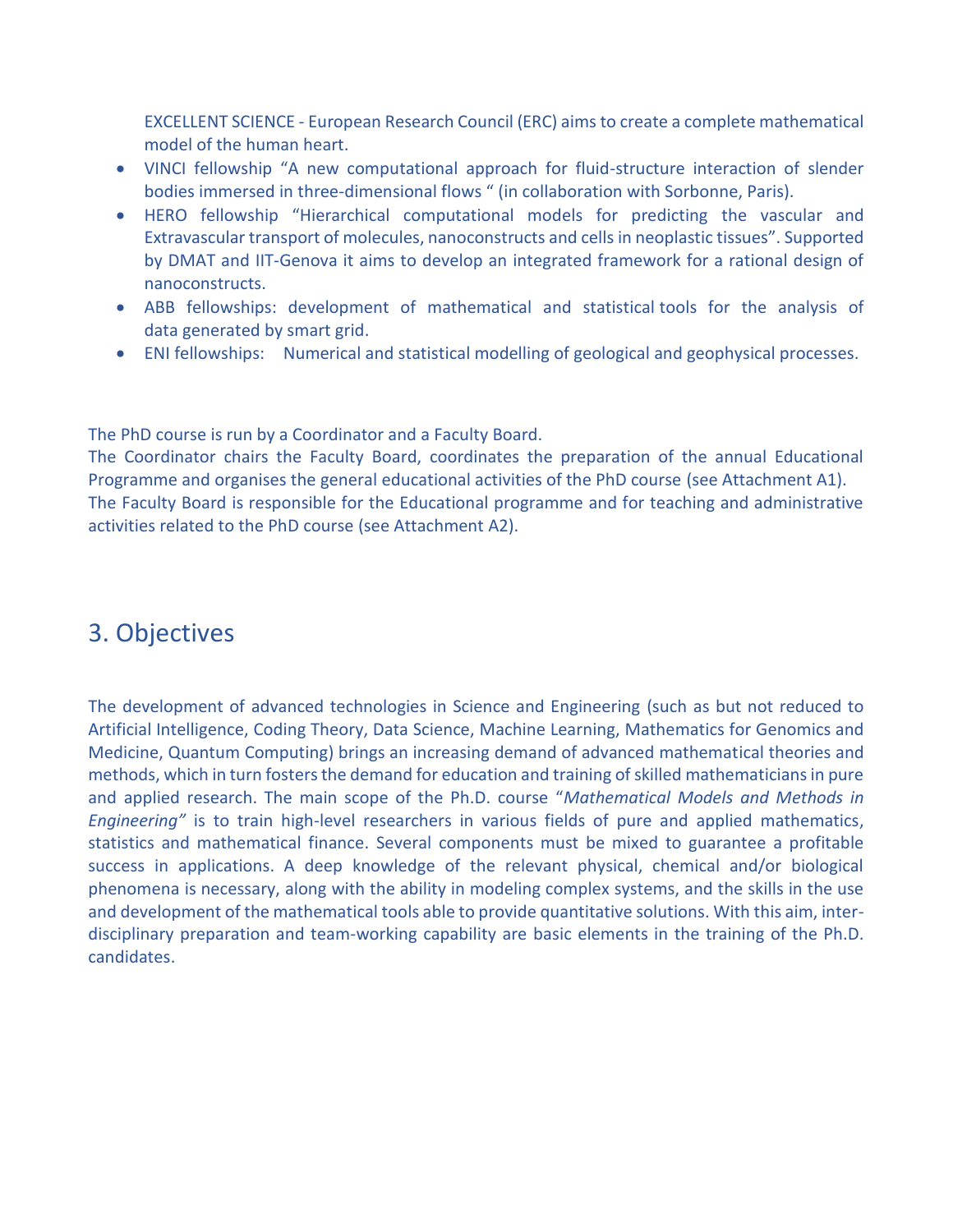EXCELLENT SCIENCE - European Research Council (ERC) aims to create a complete mathematical model of the human heart.

- VINCI fellowship “A new computational approach for fluid-structure interaction of slender bodies immersed in three-dimensional flows “ (in collaboration with Sorbonne, Paris).
- HERO fellowship “Hierarchical computational models for predicting the vascular and Extravascular transport of molecules, nanoconstructs and cells in neoplastic tissues”. Supported by DMAT and IIT-Genova it aims to develop an integrated framework for a rational design of nanoconstructs.
- ABB fellowships: development of mathematical and statistical tools for the analysis of data generated by smart grid.
- ENI fellowships: Numerical and statistical modelling of geological and geophysical processes.

The PhD course is run by a Coordinator and a Faculty Board.
The Coordinator chairs the Faculty Board, coordinates the preparation of the annual Educational Programme and organises the general educational activities of the PhD course (see Attachment A1).
The Faculty Board is responsible for the Educational programme and for teaching and administrative activities related to the PhD course (see Attachment A2).

## 3. Objectives

The development of advanced technologies in Science and Engineering (such as but not reduced to Artificial Intelligence, Coding Theory, Data Science, Machine Learning, Mathematics for Genomics and Medicine, Quantum Computing) brings an increasing demand of advanced mathematical theories and methods, which in turn fosters the demand for education and training of skilled mathematicians in pure and applied research. The main scope of the Ph.D. course “*Mathematical Models and Methods in Engineering”* is to train high-level researchers in various fields of pure and applied mathematics, statistics and mathematical finance. Several components must be mixed to guarantee a profitable success in applications. A deep knowledge of the relevant physical, chemical and/or biological phenomena is necessary, along with the ability in modeling complex systems, and the skills in the use and development of the mathematical tools able to provide quantitative solutions. With this aim, inter-disciplinary preparation and team-working capability are basic elements in the training of the Ph.D. candidates.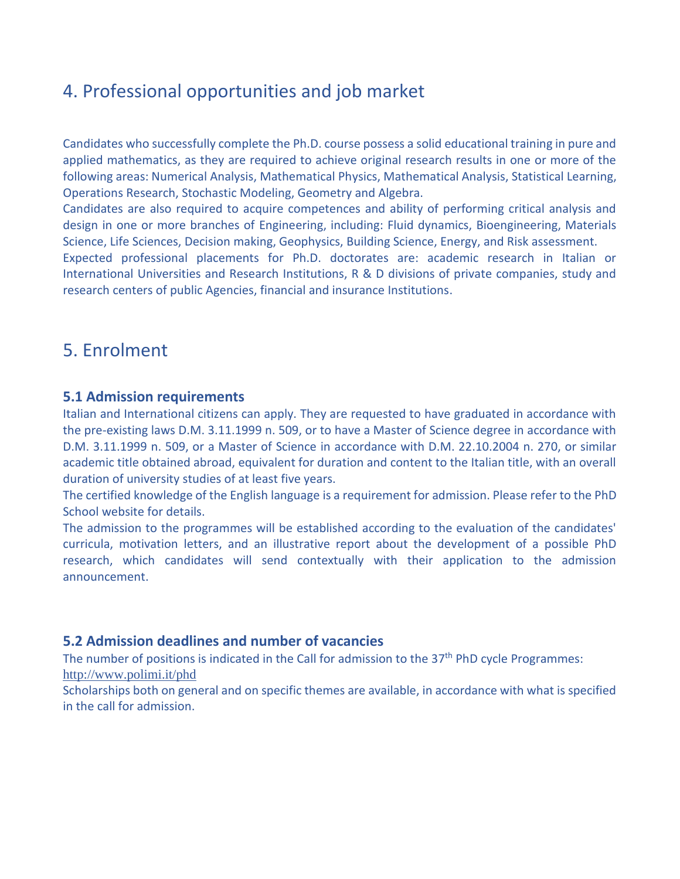## 4. Professional opportunities and job market

Candidates who successfully complete the Ph.D. course possess a solid educational training in pure and applied mathematics, as they are required to achieve original research results in one or more of the following areas: Numerical Analysis, Mathematical Physics, Mathematical Analysis, Statistical Learning, Operations Research, Stochastic Modeling, Geometry and Algebra.

Candidates are also required to acquire competences and ability of performing critical analysis and design in one or more branches of Engineering, including: Fluid dynamics, Bioengineering, Materials Science, Life Sciences, Decision making, Geophysics, Building Science, Energy, and Risk assessment.

Expected professional placements for Ph.D. doctorates are: academic research in Italian or International Universities and Research Institutions, R & D divisions of private companies, study and research centers of public Agencies, financial and insurance Institutions.

## 5. Enrolment

### 5.1 Admission requirements

Italian and International citizens can apply. They are requested to have graduated in accordance with the pre-existing laws D.M. 3.11.1999 n. 509, or to have a Master of Science degree in accordance with D.M. 3.11.1999 n. 509, or a Master of Science in accordance with D.M. 22.10.2004 n. 270, or similar academic title obtained abroad, equivalent for duration and content to the Italian title, with an overall duration of university studies of at least five years.

The certified knowledge of the English language is a requirement for admission. Please refer to the PhD School website for details.

The admission to the programmes will be established according to the evaluation of the candidates' curricula, motivation letters, and an illustrative report about the development of a possible PhD research, which candidates will send contextually with their application to the admission announcement.

### 5.2 Admission deadlines and number of vacancies

The number of positions is indicated in the Call for admission to the 37th PhD cycle Programmes: http://www.polimi.it/phd

Scholarships both on general and on specific themes are available, in accordance with what is specified in the call for admission.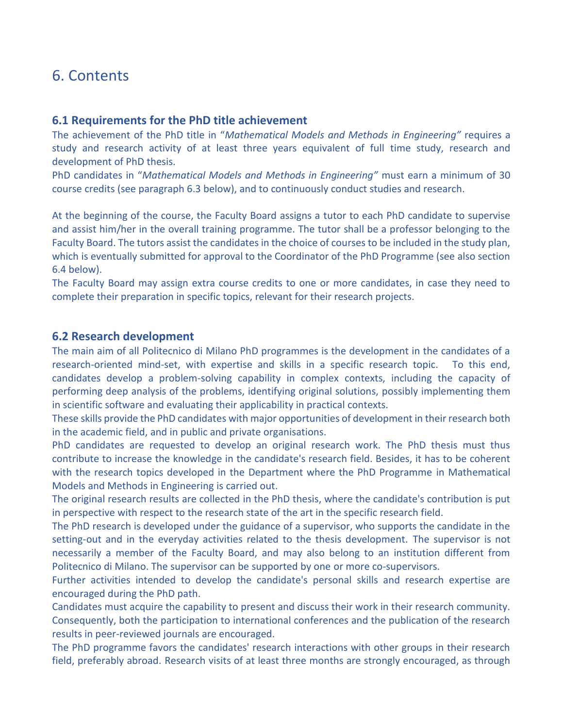# 6. Contents

## 6.1 Requirements for the PhD title achievement

The achievement of the PhD title in "*Mathematical Models and Methods in Engineering"* requires a study and research activity of at least three years equivalent of full time study, research and development of PhD thesis.

PhD candidates in "*Mathematical Models and Methods in Engineering"* must earn a minimum of 30 course credits (see paragraph 6.3 below), and to continuously conduct studies and research.

At the beginning of the course, the Faculty Board assigns a tutor to each PhD candidate to supervise and assist him/her in the overall training programme. The tutor shall be a professor belonging to the Faculty Board. The tutors assist the candidates in the choice of courses to be included in the study plan, which is eventually submitted for approval to the Coordinator of the PhD Programme (see also section 6.4 below).

The Faculty Board may assign extra course credits to one or more candidates, in case they need to complete their preparation in specific topics, relevant for their research projects.

## 6.2 Research development

The main aim of all Politecnico di Milano PhD programmes is the development in the candidates of a research-oriented mind-set, with expertise and skills in a specific research topic. To this end, candidates develop a problem-solving capability in complex contexts, including the capacity of performing deep analysis of the problems, identifying original solutions, possibly implementing them in scientific software and evaluating their applicability in practical contexts.

These skills provide the PhD candidates with major opportunities of development in their research both in the academic field, and in public and private organisations.

PhD candidates are requested to develop an original research work. The PhD thesis must thus contribute to increase the knowledge in the candidate's research field. Besides, it has to be coherent with the research topics developed in the Department where the PhD Programme in Mathematical Models and Methods in Engineering is carried out.

The original research results are collected in the PhD thesis, where the candidate's contribution is put in perspective with respect to the research state of the art in the specific research field.

The PhD research is developed under the guidance of a supervisor, who supports the candidate in the setting-out and in the everyday activities related to the thesis development. The supervisor is not necessarily a member of the Faculty Board, and may also belong to an institution different from Politecnico di Milano. The supervisor can be supported by one or more co-supervisors.

Further activities intended to develop the candidate's personal skills and research expertise are encouraged during the PhD path.

Candidates must acquire the capability to present and discuss their work in their research community. Consequently, both the participation to international conferences and the publication of the research results in peer-reviewed journals are encouraged.

The PhD programme favors the candidates' research interactions with other groups in their research field, preferably abroad. Research visits of at least three months are strongly encouraged, as through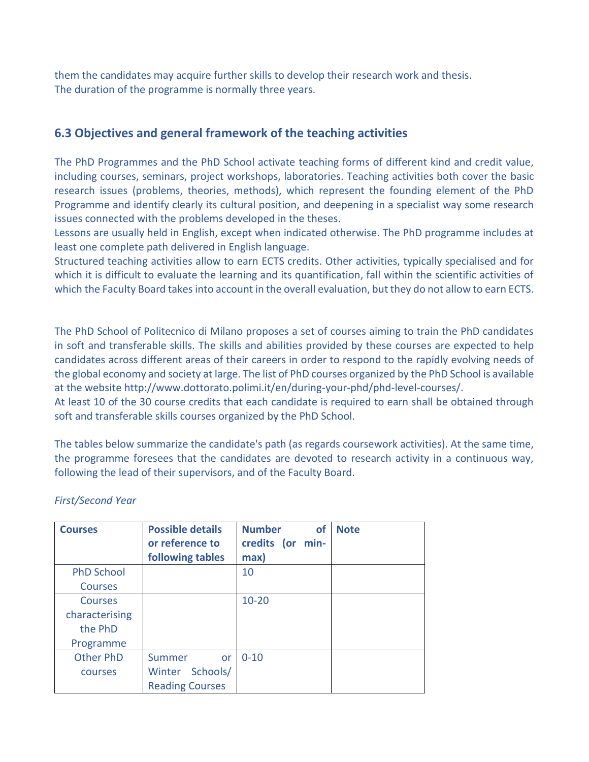them the candidates may acquire further skills to develop their research work and thesis.
The duration of the programme is normally three years.

## 6.3 Objectives and general framework of the teaching activities

The PhD Programmes and the PhD School activate teaching forms of different kind and credit value, including courses, seminars, project workshops, laboratories. Teaching activities both cover the basic research issues (problems, theories, methods), which represent the founding element of the PhD Programme and identify clearly its cultural position, and deepening in a specialist way some research issues connected with the problems developed in the theses.
Lessons are usually held in English, except when indicated otherwise. The PhD programme includes at least one complete path delivered in English language.
Structured teaching activities allow to earn ECTS credits. Other activities, typically specialised and for which it is difficult to evaluate the learning and its quantification, fall within the scientific activities of which the Faculty Board takes into account in the overall evaluation, but they do not allow to earn ECTS.

The PhD School of Politecnico di Milano proposes a set of courses aiming to train the PhD candidates in soft and transferable skills. The skills and abilities provided by these courses are expected to help candidates across different areas of their careers in order to respond to the rapidly evolving needs of the global economy and society at large. The list of PhD courses organized by the PhD School is available at the website http://www.dottorato.polimi.it/en/during-your-phd/phd-level-courses/.
At least 10 of the 30 course credits that each candidate is required to earn shall be obtained through soft and transferable skills courses organized by the PhD School.

The tables below summarize the candidate's path (as regards coursework activities). At the same time, the programme foresees that the candidates are devoted to research activity in a continuous way, following the lead of their supervisors, and of the Faculty Board.

*First/Second Year*

| Courses | Possible details or reference to following tables | Number of credits (or min-max) | Note |
|---|---|---|---|
| PhD School Courses | | 10 | |
| Courses characterising the PhD Programme | | 10-20 | |
| Other PhD courses | Summer or Winter Schools/ Reading Courses | 0-10 | |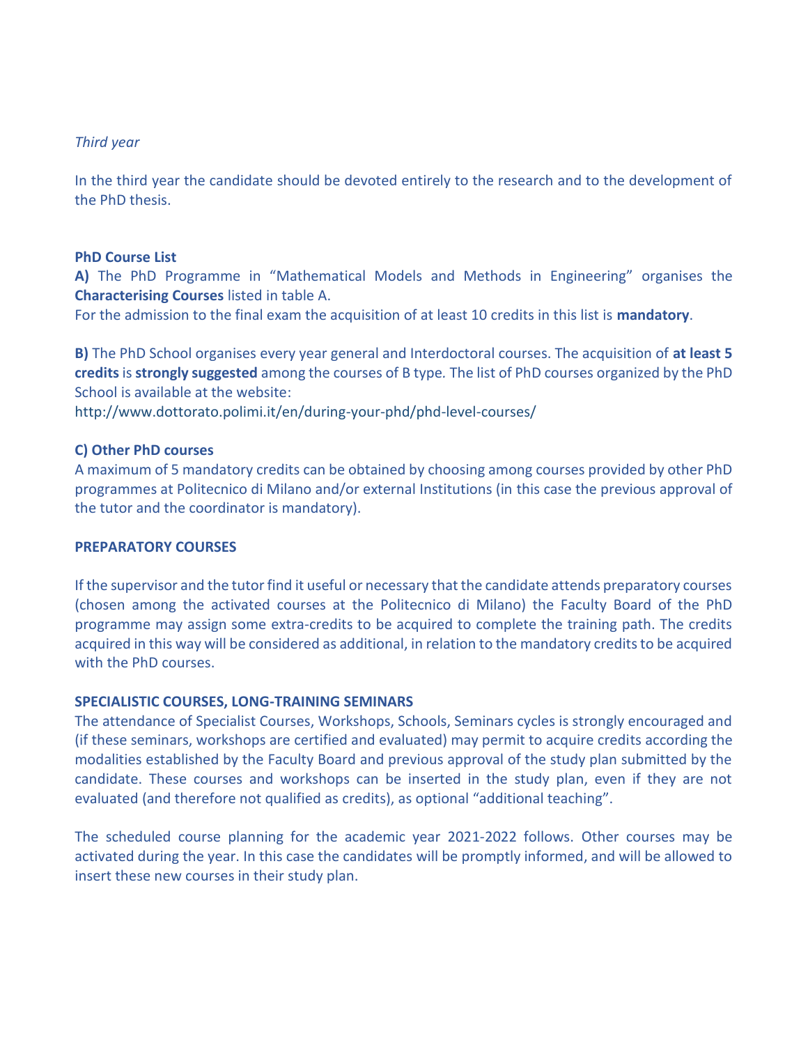*Third year*

In the third year the candidate should be devoted entirely to the research and to the development of the PhD thesis.

**PhD Course List**

**A)** The PhD Programme in "Mathematical Models and Methods in Engineering" organises the **Characterising Courses** listed in table A.

For the admission to the final exam the acquisition of at least 10 credits in this list is **mandatory**.

**B)** The PhD School organises every year general and Interdoctoral courses. The acquisition of **at least 5 credits** is **strongly suggested** among the courses of B type. The list of PhD courses organized by the PhD School is available at the website:

http://www.dottorato.polimi.it/en/during-your-phd/phd-level-courses/

**C) Other PhD courses**

A maximum of 5 mandatory credits can be obtained by choosing among courses provided by other PhD programmes at Politecnico di Milano and/or external Institutions (in this case the previous approval of the tutor and the coordinator is mandatory).

**PREPARATORY COURSES**

If the supervisor and the tutor find it useful or necessary that the candidate attends preparatory courses (chosen among the activated courses at the Politecnico di Milano) the Faculty Board of the PhD programme may assign some extra-credits to be acquired to complete the training path. The credits acquired in this way will be considered as additional, in relation to the mandatory credits to be acquired with the PhD courses.

**SPECIALISTIC COURSES, LONG-TRAINING SEMINARS**

The attendance of Specialist Courses, Workshops, Schools, Seminars cycles is strongly encouraged and (if these seminars, workshops are certified and evaluated) may permit to acquire credits according the modalities established by the Faculty Board and previous approval of the study plan submitted by the candidate. These courses and workshops can be inserted in the study plan, even if they are not evaluated (and therefore not qualified as credits), as optional "additional teaching".

The scheduled course planning for the academic year 2021-2022 follows. Other courses may be activated during the year. In this case the candidates will be promptly informed, and will be allowed to insert these new courses in their study plan.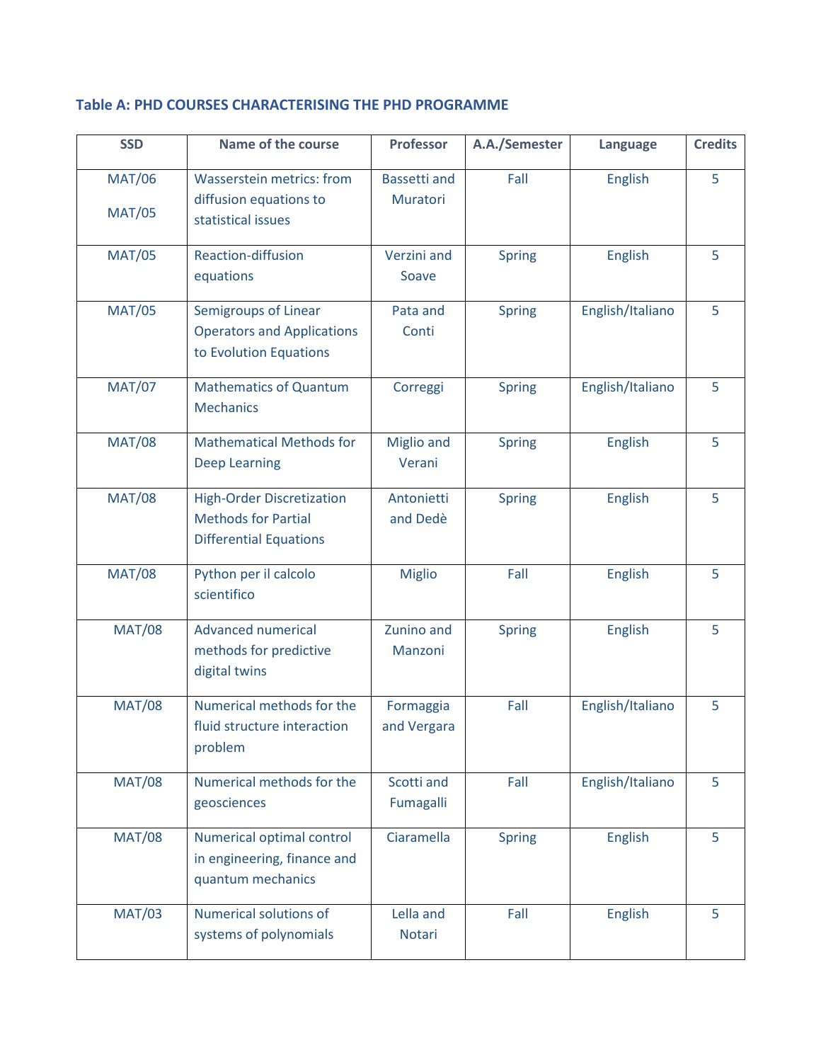### Table A: PHD COURSES CHARACTERISING THE PHD PROGRAMME

| SSD | Name of the course | Professor | A.A./Semester | Language | Credits |
|---|---|---|---|---|---|
| MAT/06 MAT/05 | Wasserstein metrics: from diffusion equations to statistical issues | Bassetti and Muratori | Fall | English | 5 |
| MAT/05 | Reaction-diffusion equations | Verzini and Soave | Spring | English | 5 |
| MAT/05 | Semigroups of Linear Operators and Applications to Evolution Equations | Pata and Conti | Spring | English/Italiano | 5 |
| MAT/07 | Mathematics of Quantum Mechanics | Correggi | Spring | English/Italiano | 5 |
| MAT/08 | Mathematical Methods for Deep Learning | Miglio and Verani | Spring | English | 5 |
| MAT/08 | High-Order Discretization Methods for Partial Differential Equations | Antonietti and Dedè | Spring | English | 5 |
| MAT/08 | Python per il calcolo scientifico | Miglio | Fall | English | 5 |
| MAT/08 | Advanced numerical methods for predictive digital twins | Zunino and Manzoni | Spring | English | 5 |
| MAT/08 | Numerical methods for the fluid structure interaction problem | Formaggia and Vergara | Fall | English/Italiano | 5 |
| MAT/08 | Numerical methods for the geosciences | Scotti and Fumagalli | Fall | English/Italiano | 5 |
| MAT/08 | Numerical optimal control in engineering, finance and quantum mechanics | Ciaramella | Spring | English | 5 |
| MAT/03 | Numerical solutions of systems of polynomials | Lella and Notari | Fall | English | 5 |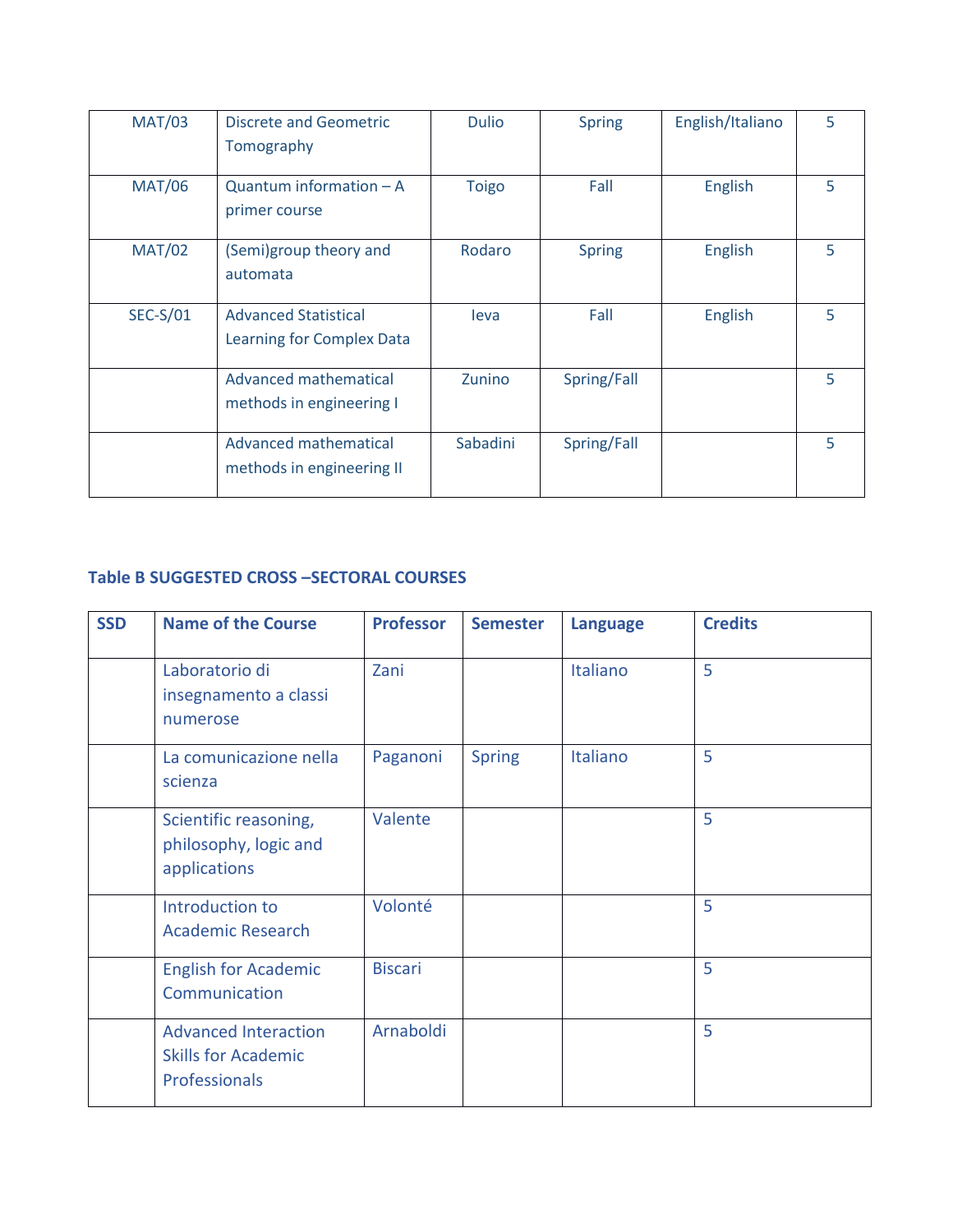| | | | | | |
|---|---|---|---|---|---|
| MAT/03 | Discrete and Geometric Tomography | Dulio | Spring | English/Italiano | 5 |
| MAT/06 | Quantum information – A primer course | Toigo | Fall | English | 5 |
| MAT/02 | (Semi)group theory and automata | Rodaro | Spring | English | 5 |
| SEC-S/01 | Advanced Statistical Learning for Complex Data | Ieva | Fall | English | 5 |
| | Advanced mathematical methods in engineering I | Zunino | Spring/Fall | | 5 |
| | Advanced mathematical methods in engineering II | Sabadini | Spring/Fall | | 5 |

**Table B SUGGESTED CROSS –SECTORAL COURSES**

| SSD | Name of the Course | Professor | Semester | Language | Credits |
|---|---|---|---|---|---|
| | Laboratorio di insegnamento a classi numerose | Zani | | Italiano | 5 |
| | La comunicazione nella scienza | Paganoni | Spring | Italiano | 5 |
| | Scientific reasoning, philosophy, logic and applications | Valente | | | 5 |
| | Introduction to Academic Research | Volonté | | | 5 |
| | English for Academic Communication | Biscari | | | 5 |
| | Advanced Interaction Skills for Academic Professionals | Arnaboldi | | | 5 |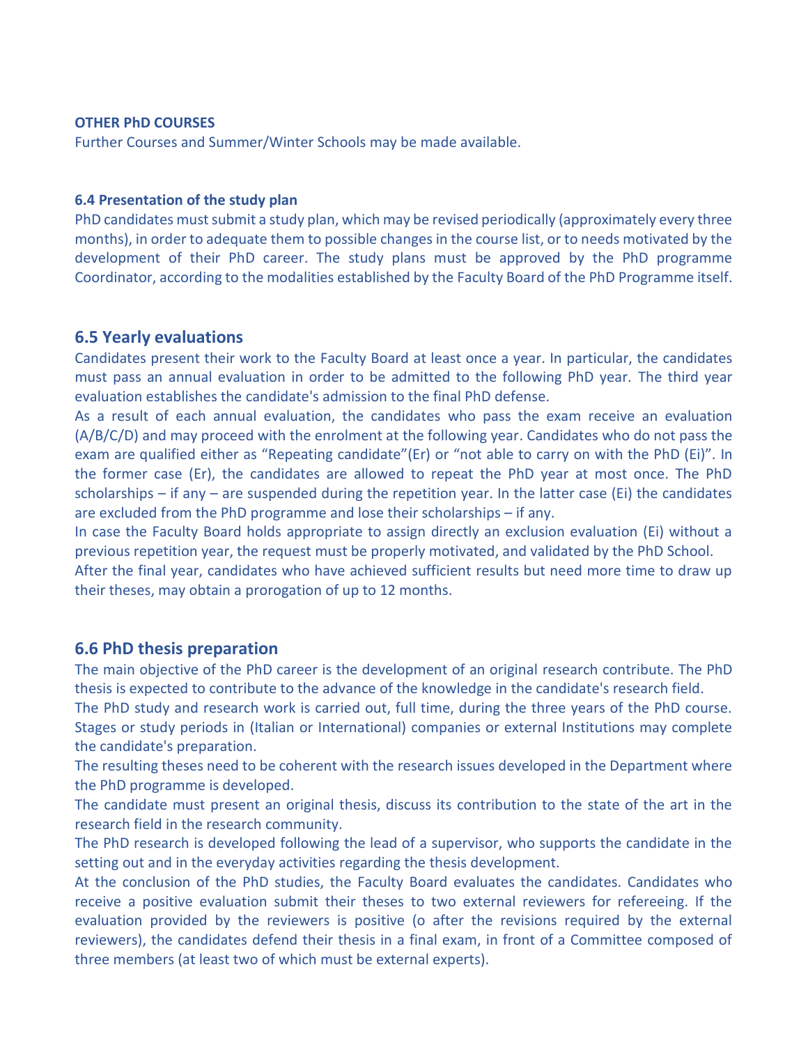**OTHER PhD COURSES**

Further Courses and Summer/Winter Schools may be made available.

**6.4 Presentation of the study plan**

PhD candidates must submit a study plan, which may be revised periodically (approximately every three months), in order to adequate them to possible changes in the course list, or to needs motivated by the development of their PhD career. The study plans must be approved by the PhD programme Coordinator, according to the modalities established by the Faculty Board of the PhD Programme itself.

## 6.5 Yearly evaluations

Candidates present their work to the Faculty Board at least once a year. In particular, the candidates must pass an annual evaluation in order to be admitted to the following PhD year. The third year evaluation establishes the candidate's admission to the final PhD defense.

As a result of each annual evaluation, the candidates who pass the exam receive an evaluation (A/B/C/D) and may proceed with the enrolment at the following year. Candidates who do not pass the exam are qualified either as "Repeating candidate"(Er) or "not able to carry on with the PhD (Ei)". In the former case (Er), the candidates are allowed to repeat the PhD year at most once. The PhD scholarships – if any – are suspended during the repetition year. In the latter case (Ei) the candidates are excluded from the PhD programme and lose their scholarships – if any.

In case the Faculty Board holds appropriate to assign directly an exclusion evaluation (Ei) without a previous repetition year, the request must be properly motivated, and validated by the PhD School.

After the final year, candidates who have achieved sufficient results but need more time to draw up their theses, may obtain a prorogation of up to 12 months.

## 6.6 PhD thesis preparation

The main objective of the PhD career is the development of an original research contribute. The PhD thesis is expected to contribute to the advance of the knowledge in the candidate's research field.

The PhD study and research work is carried out, full time, during the three years of the PhD course. Stages or study periods in (Italian or International) companies or external Institutions may complete the candidate's preparation.

The resulting theses need to be coherent with the research issues developed in the Department where the PhD programme is developed.

The candidate must present an original thesis, discuss its contribution to the state of the art in the research field in the research community.

The PhD research is developed following the lead of a supervisor, who supports the candidate in the setting out and in the everyday activities regarding the thesis development.

At the conclusion of the PhD studies, the Faculty Board evaluates the candidates. Candidates who receive a positive evaluation submit their theses to two external reviewers for refereeing. If the evaluation provided by the reviewers is positive (o after the revisions required by the external reviewers), the candidates defend their thesis in a final exam, in front of a Committee composed of three members (at least two of which must be external experts).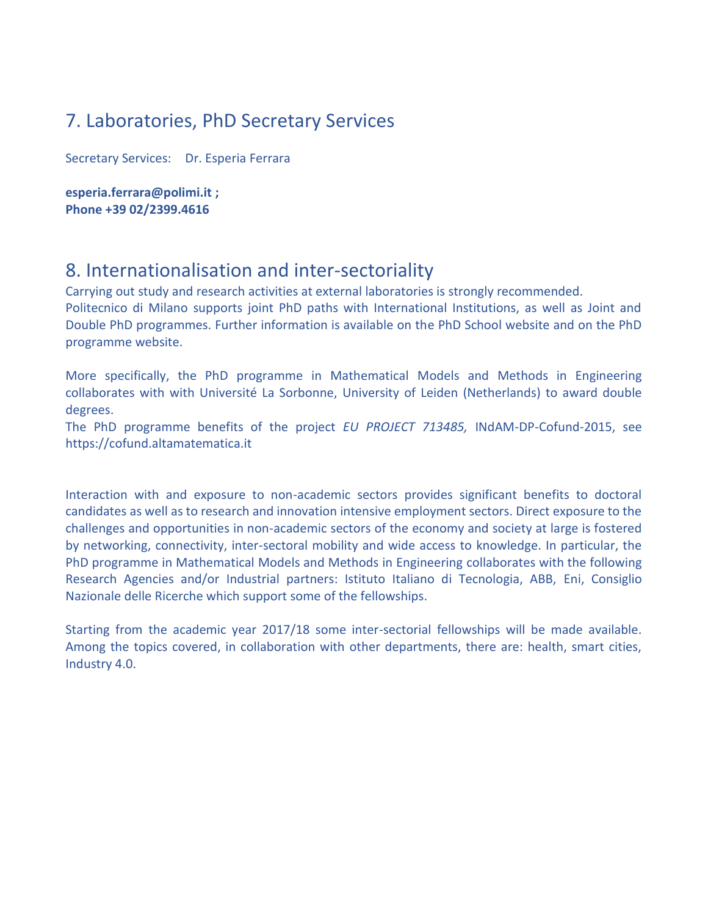## 7. Laboratories, PhD Secretary Services

Secretary Services: Dr. Esperia Ferrara

**esperia.ferrara@polimi.it ;**
**Phone +39 02/2399.4616**

## 8. Internationalisation and inter-sectoriality

Carrying out study and research activities at external laboratories is strongly recommended.
Politecnico di Milano supports joint PhD paths with International Institutions, as well as Joint and Double PhD programmes. Further information is available on the PhD School website and on the PhD programme website.

More specifically, the PhD programme in Mathematical Models and Methods in Engineering collaborates with with Université La Sorbonne, University of Leiden (Netherlands) to award double degrees.
The PhD programme benefits of the project *EU PROJECT 713485,* INdAM-DP-Cofund-2015, see https://cofund.altamatematica.it

Interaction with and exposure to non-academic sectors provides significant benefits to doctoral candidates as well as to research and innovation intensive employment sectors. Direct exposure to the challenges and opportunities in non-academic sectors of the economy and society at large is fostered by networking, connectivity, inter-sectoral mobility and wide access to knowledge. In particular, the PhD programme in Mathematical Models and Methods in Engineering collaborates with the following Research Agencies and/or Industrial partners: Istituto Italiano di Tecnologia, ABB, Eni, Consiglio Nazionale delle Ricerche which support some of the fellowships.

Starting from the academic year 2017/18 some inter-sectorial fellowships will be made available. Among the topics covered, in collaboration with other departments, there are: health, smart cities, Industry 4.0.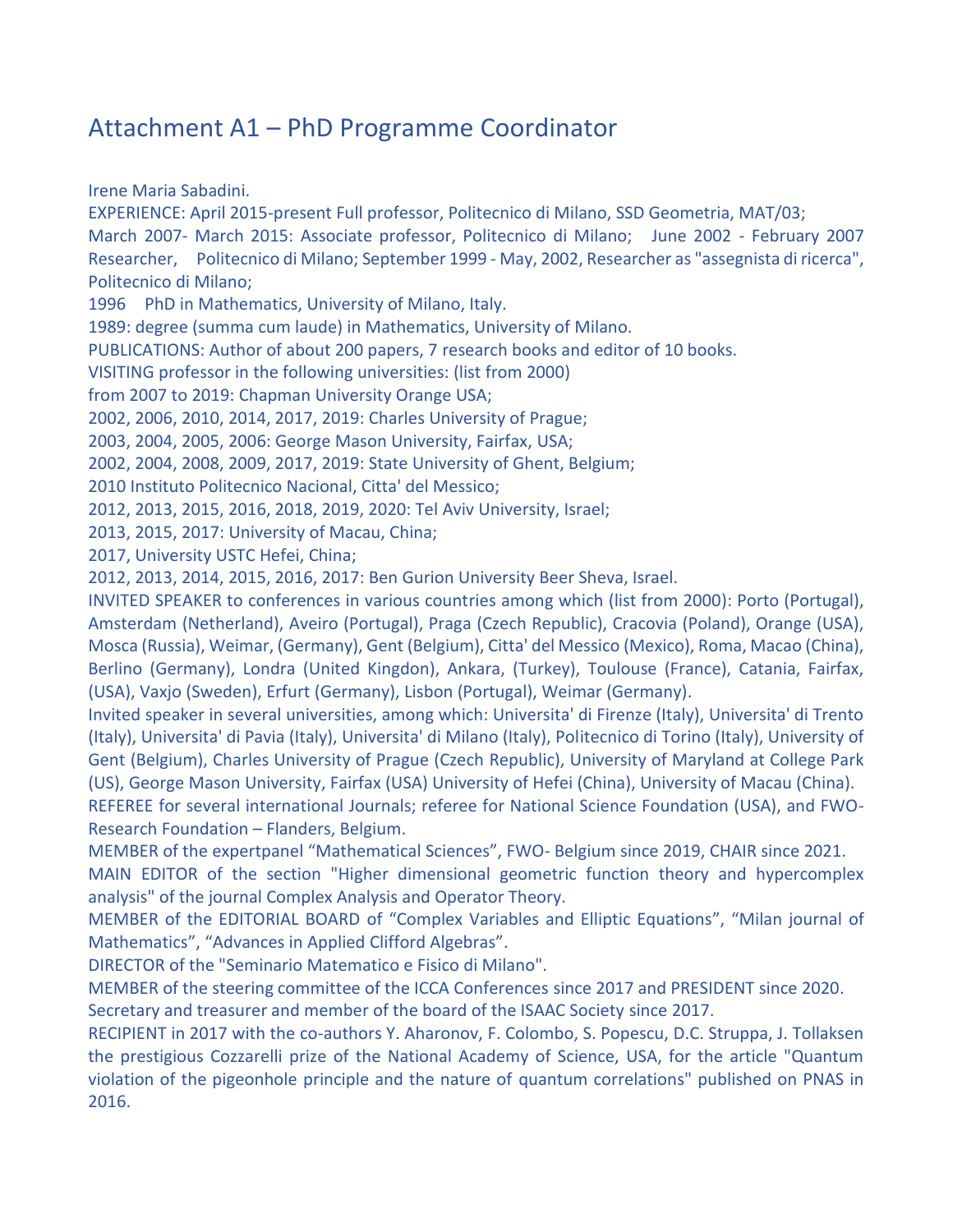# Attachment A1 – PhD Programme Coordinator

Irene Maria Sabadini.

EXPERIENCE: April 2015-present Full professor, Politecnico di Milano, SSD Geometria, MAT/03;
March 2007- March 2015: Associate professor, Politecnico di Milano; June 2002 - February 2007 Researcher, Politecnico di Milano; September 1999 - May, 2002, Researcher as "assegnista di ricerca", Politecnico di Milano;
1996 PhD in Mathematics, University of Milano, Italy.
1989: degree (summa cum laude) in Mathematics, University of Milano.
PUBLICATIONS: Author of about 200 papers, 7 research books and editor of 10 books.
VISITING professor in the following universities: (list from 2000)
from 2007 to 2019: Chapman University Orange USA;
2002, 2006, 2010, 2014, 2017, 2019: Charles University of Prague;
2003, 2004, 2005, 2006: George Mason University, Fairfax, USA;
2002, 2004, 2008, 2009, 2017, 2019: State University of Ghent, Belgium;
2010 Instituto Politecnico Nacional, Citta' del Messico;
2012, 2013, 2015, 2016, 2018, 2019, 2020: Tel Aviv University, Israel;
2013, 2015, 2017: University of Macau, China;
2017, University USTC Hefei, China;
2012, 2013, 2014, 2015, 2016, 2017: Ben Gurion University Beer Sheva, Israel.
INVITED SPEAKER to conferences in various countries among which (list from 2000): Porto (Portugal), Amsterdam (Netherland), Aveiro (Portugal), Praga (Czech Republic), Cracovia (Poland), Orange (USA), Mosca (Russia), Weimar, (Germany), Gent (Belgium), Citta' del Messico (Mexico), Roma, Macao (China), Berlino (Germany), Londra (United Kingdon), Ankara, (Turkey), Toulouse (France), Catania, Fairfax, (USA), Vaxjo (Sweden), Erfurt (Germany), Lisbon (Portugal), Weimar (Germany).
Invited speaker in several universities, among which: Universita' di Firenze (Italy), Universita' di Trento (Italy), Universita' di Pavia (Italy), Universita' di Milano (Italy), Politecnico di Torino (Italy), University of Gent (Belgium), Charles University of Prague (Czech Republic), University of Maryland at College Park (US), George Mason University, Fairfax (USA) University of Hefei (China), University of Macau (China).
REFEREE for several international Journals; referee for National Science Foundation (USA), and FWO-Research Foundation – Flanders, Belgium.
MEMBER of the expertpanel "Mathematical Sciences", FWO- Belgium since 2019, CHAIR since 2021.
MAIN EDITOR of the section "Higher dimensional geometric function theory and hypercomplex analysis" of the journal Complex Analysis and Operator Theory.
MEMBER of the EDITORIAL BOARD of "Complex Variables and Elliptic Equations", "Milan journal of Mathematics", "Advances in Applied Clifford Algebras".
DIRECTOR of the "Seminario Matematico e Fisico di Milano".
MEMBER of the steering committee of the ICCA Conferences since 2017 and PRESIDENT since 2020.
Secretary and treasurer and member of the board of the ISAAC Society since 2017.
RECIPIENT in 2017 with the co-authors Y. Aharonov, F. Colombo, S. Popescu, D.C. Struppa, J. Tollaksen the prestigious Cozzarelli prize of the National Academy of Science, USA, for the article "Quantum violation of the pigeonhole principle and the nature of quantum correlations" published on PNAS in 2016.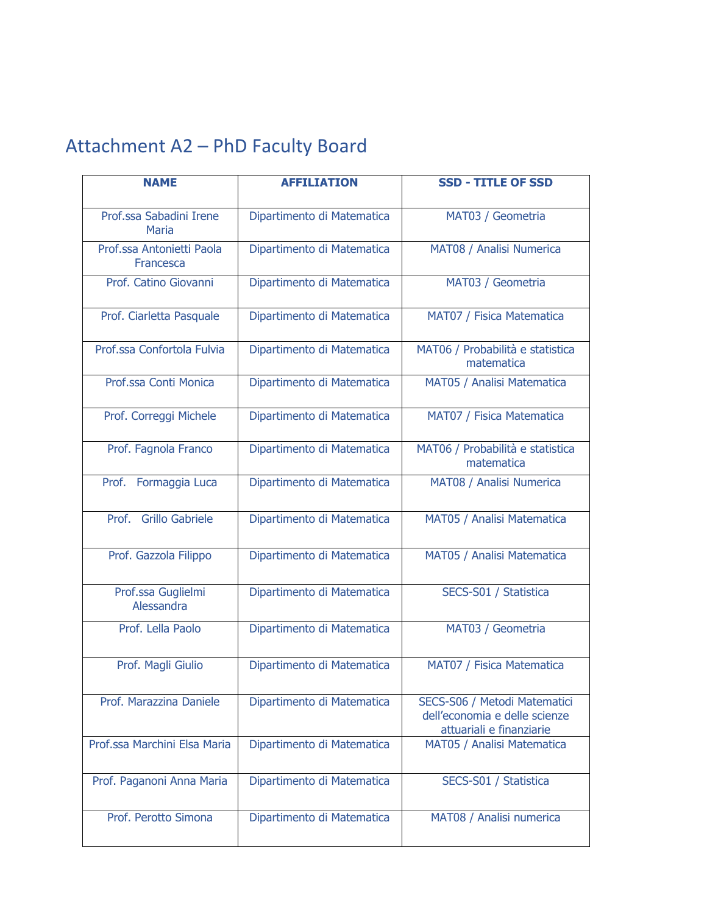## Attachment A2 – PhD Faculty Board

| NAME | AFFILIATION | SSD - TITLE OF SSD |
|---|---|---|
| Prof.ssa Sabadini Irene Maria | Dipartimento di Matematica | MAT03 / Geometria |
| Prof.ssa Antonietti Paola Francesca | Dipartimento di Matematica | MAT08 / Analisi Numerica |
| Prof. Catino Giovanni | Dipartimento di Matematica | MAT03 / Geometria |
| Prof. Ciarletta Pasquale | Dipartimento di Matematica | MAT07 / Fisica Matematica |
| Prof.ssa Confortola Fulvia | Dipartimento di Matematica | MAT06 / Probabilità e statistica matematica |
| Prof.ssa Conti Monica | Dipartimento di Matematica | MAT05 / Analisi Matematica |
| Prof. Correggi Michele | Dipartimento di Matematica | MAT07 / Fisica Matematica |
| Prof. Fagnola Franco | Dipartimento di Matematica | MAT06 / Probabilità e statistica matematica |
| Prof. Formaggia Luca | Dipartimento di Matematica | MAT08 / Analisi Numerica |
| Prof. Grillo Gabriele | Dipartimento di Matematica | MAT05 / Analisi Matematica |
| Prof. Gazzola Filippo | Dipartimento di Matematica | MAT05 / Analisi Matematica |
| Prof.ssa Guglielmi Alessandra | Dipartimento di Matematica | SECS-S01 / Statistica |
| Prof. Lella Paolo | Dipartimento di Matematica | MAT03 / Geometria |
| Prof. Magli Giulio | Dipartimento di Matematica | MAT07 / Fisica Matematica |
| Prof. Marazzina Daniele | Dipartimento di Matematica | SECS-S06 / Metodi Matematici dell'economia e delle scienze attuariali e finanziarie |
| Prof.ssa Marchini Elsa Maria | Dipartimento di Matematica | MAT05 / Analisi Matematica |
| Prof. Paganoni Anna Maria | Dipartimento di Matematica | SECS-S01 / Statistica |
| Prof. Perotto Simona | Dipartimento di Matematica | MAT08 / Analisi numerica |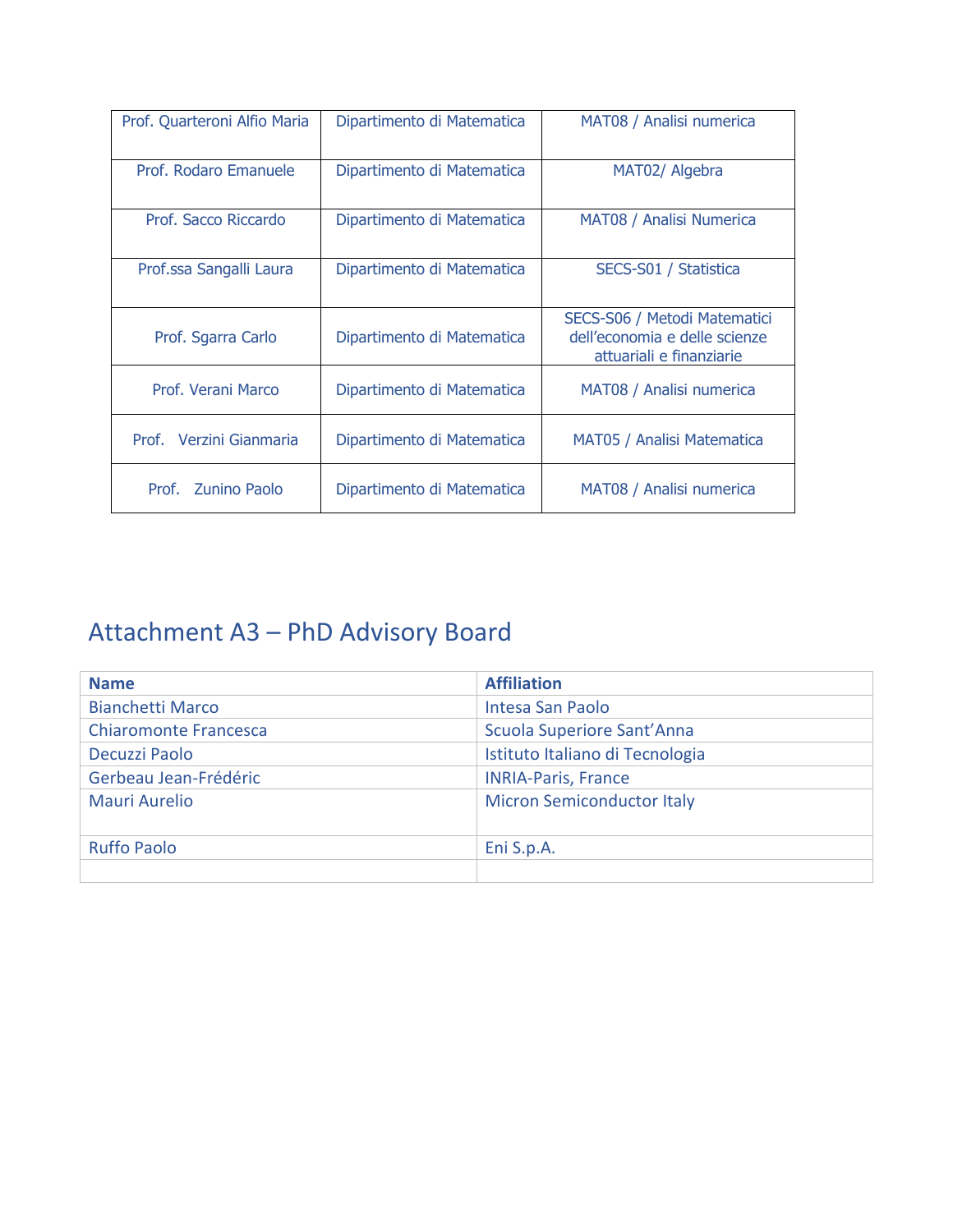| | | |
|---|---|---|
| Prof. Quarteroni Alfio Maria | Dipartimento di Matematica | MAT08 / Analisi numerica |
| Prof. Rodaro Emanuele | Dipartimento di Matematica | MAT02/ Algebra |
| Prof. Sacco Riccardo | Dipartimento di Matematica | MAT08 / Analisi Numerica |
| Prof.ssa Sangalli Laura | Dipartimento di Matematica | SECS-S01 / Statistica |
| Prof. Sgarra Carlo | Dipartimento di Matematica | SECS-S06 / Metodi Matematici dell'economia e delle scienze attuariali e finanziarie |
| Prof. Verani Marco | Dipartimento di Matematica | MAT08 / Analisi numerica |
| Prof. Verzini Gianmaria | Dipartimento di Matematica | MAT05 / Analisi Matematica |
| Prof. Zunino Paolo | Dipartimento di Matematica | MAT08 / Analisi numerica |

## Attachment A3 – PhD Advisory Board

| Name | Affiliation |
|---|---|
| Bianchetti Marco | Intesa San Paolo |
| Chiaromonte Francesca | Scuola Superiore Sant'Anna |
| Decuzzi Paolo | Istituto Italiano di Tecnologia |
| Gerbeau Jean-Frédéric | INRIA-Paris, France |
| Mauri Aurelio | Micron Semiconductor Italy |
| Ruffo Paolo | Eni S.p.A. |
| | |